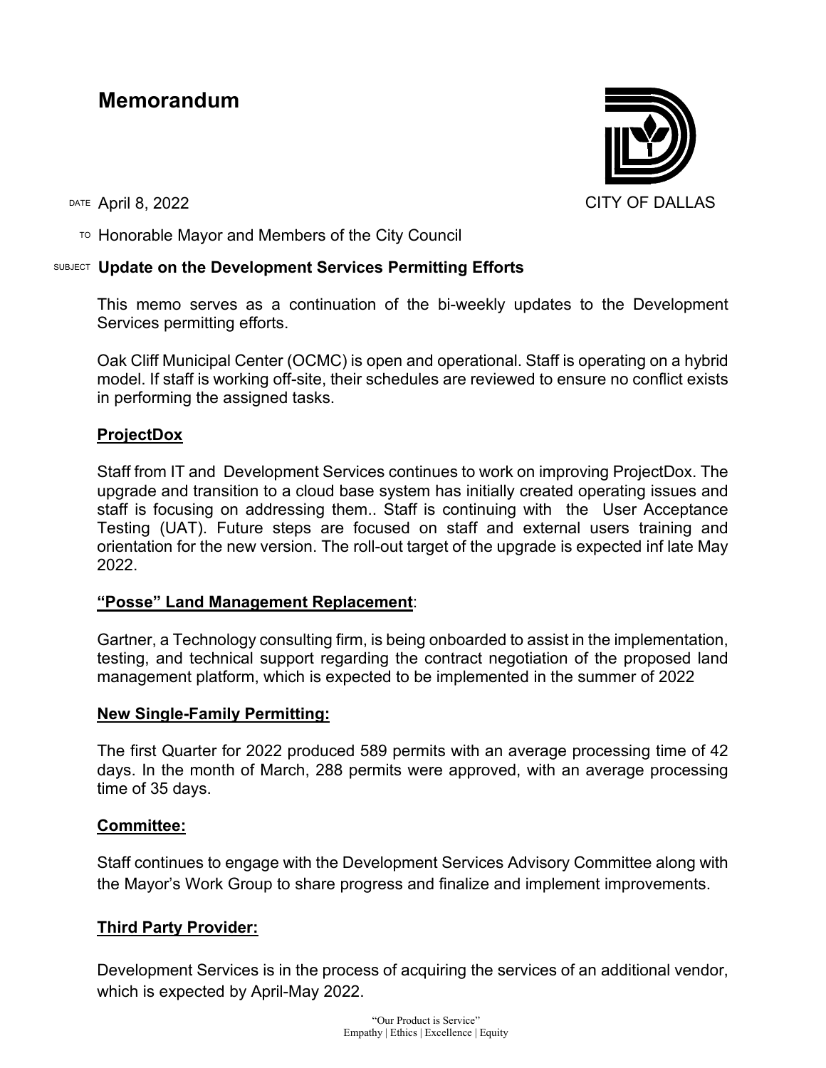# Memorandum

CITY OF DALLAS

DATE April 8, 2022

TO Honorable Mayor and Members of the City Council

SUBJECT **Update on the Development Services Permitting Efforts**

This memo serves as a continuation of the bi-weekly updates to the Development Services permitting efforts.

Oak Cliff Municipal Center (OCMC) is open and operational. Staff is operating on a hybrid model. If staff is working off-site, their schedules are reviewed to ensure no conflict exists in performing the assigned tasks.

**ProjectDox**

Staff from IT and Development Services continues to work on improving ProjectDox. The upgrade and transition to a cloud base system has initially created operating issues and staff is focusing on addressing them.. Staff is continuing with the User Acceptance Testing (UAT). Future steps are focused on staff and external users training and orientation for the new version. The roll-out target of the upgrade is expected inf late May 2022.

**"Posse" Land Management Replacement**:

Gartner, a Technology consulting firm, is being onboarded to assist in the implementation, testing, and technical support regarding the contract negotiation of the proposed land management platform, which is expected to be implemented in the summer of 2022

**New Single-Family Permitting:**

The first Quarter for 2022 produced 589 permits with an average processing time of 42 days. In the month of March, 288 permits were approved, with an average processing time of 35 days.

**Committee:**

Staff continues to engage with the Development Services Advisory Committee along with the Mayor's Work Group to share progress and finalize and implement improvements.

**Third Party Provider:**

Development Services is in the process of acquiring the services of an additional vendor, which is expected by April-May 2022.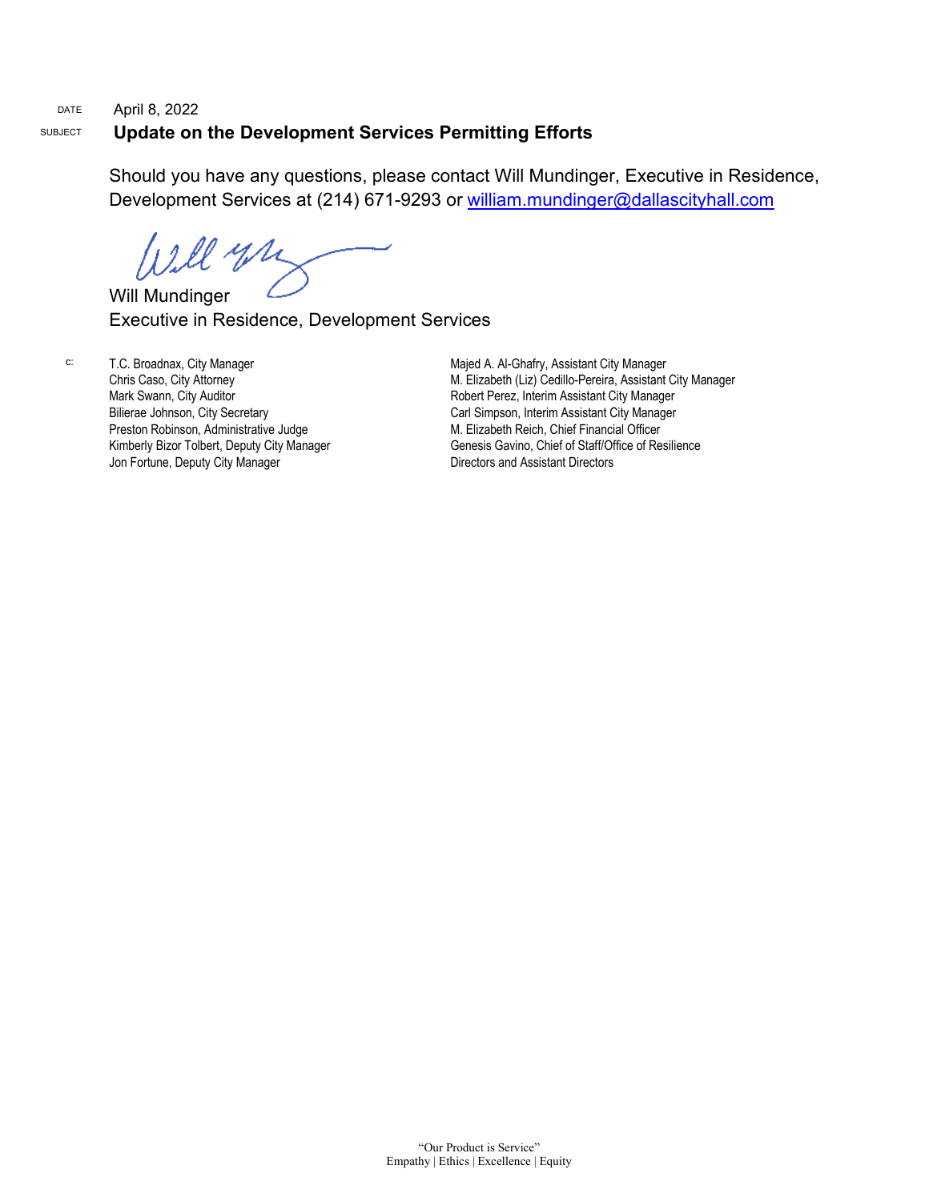DATE April 8, 2022

SUBJECT **Update on the Development Services Permitting Efforts**

Should you have any questions, please contact Will Mundinger, Executive in Residence, Development Services at (214) 671-9293 or william.mundinger@dallascityhall.com

Will Mundinger
Executive in Residence, Development Services

c:

T.C. Broadnax, City Manager
Chris Caso, City Attorney
Mark Swann, City Auditor
Bilierae Johnson, City Secretary
Preston Robinson, Administrative Judge
Kimberly Bizor Tolbert, Deputy City Manager
Jon Fortune, Deputy City Manager
Majed A. Al-Ghafry, Assistant City Manager
M. Elizabeth (Liz) Cedillo-Pereira, Assistant City Manager
Robert Perez, Interim Assistant City Manager
Carl Simpson, Interim Assistant City Manager
M. Elizabeth Reich, Chief Financial Officer
Genesis Gavino, Chief of Staff/Office of Resilience
Directors and Assistant Directors

"Our Product is Service"
Empathy | Ethics | Excellence | Equity